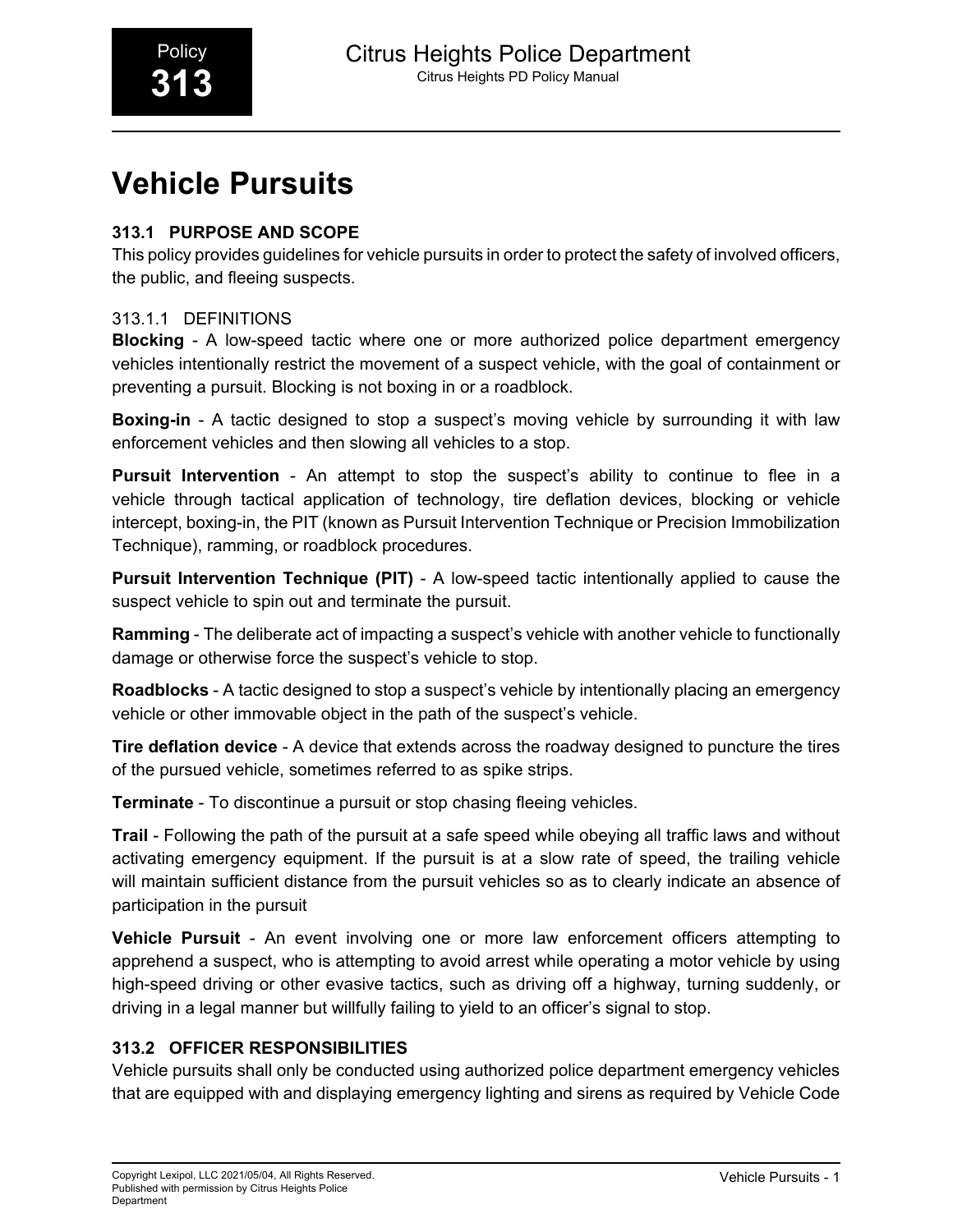# Vehicle Pursuits

## 313.1 PURPOSE AND SCOPE

This policy provides guidelines for vehicle pursuits in order to protect the safety of involved officers, the public, and fleeing suspects.

### 313.1.1 DEFINITIONS

**Blocking** - A low-speed tactic where one or more authorized police department emergency vehicles intentionally restrict the movement of a suspect vehicle, with the goal of containment or preventing a pursuit. Blocking is not boxing in or a roadblock.

**Boxing-in** - A tactic designed to stop a suspect's moving vehicle by surrounding it with law enforcement vehicles and then slowing all vehicles to a stop.

**Pursuit Intervention** - An attempt to stop the suspect's ability to continue to flee in a vehicle through tactical application of technology, tire deflation devices, blocking or vehicle intercept, boxing-in, the PIT (known as Pursuit Intervention Technique or Precision Immobilization Technique), ramming, or roadblock procedures.

**Pursuit Intervention Technique (PIT)** - A low-speed tactic intentionally applied to cause the suspect vehicle to spin out and terminate the pursuit.

**Ramming** - The deliberate act of impacting a suspect's vehicle with another vehicle to functionally damage or otherwise force the suspect's vehicle to stop.

**Roadblocks** - A tactic designed to stop a suspect's vehicle by intentionally placing an emergency vehicle or other immovable object in the path of the suspect's vehicle.

**Tire deflation device** - A device that extends across the roadway designed to puncture the tires of the pursued vehicle, sometimes referred to as spike strips.

**Terminate** - To discontinue a pursuit or stop chasing fleeing vehicles.

**Trail** - Following the path of the pursuit at a safe speed while obeying all traffic laws and without activating emergency equipment. If the pursuit is at a slow rate of speed, the trailing vehicle will maintain sufficient distance from the pursuit vehicles so as to clearly indicate an absence of participation in the pursuit

**Vehicle Pursuit** - An event involving one or more law enforcement officers attempting to apprehend a suspect, who is attempting to avoid arrest while operating a motor vehicle by using high-speed driving or other evasive tactics, such as driving off a highway, turning suddenly, or driving in a legal manner but willfully failing to yield to an officer's signal to stop.

## 313.2 OFFICER RESPONSIBILITIES

Vehicle pursuits shall only be conducted using authorized police department emergency vehicles that are equipped with and displaying emergency lighting and sirens as required by Vehicle Code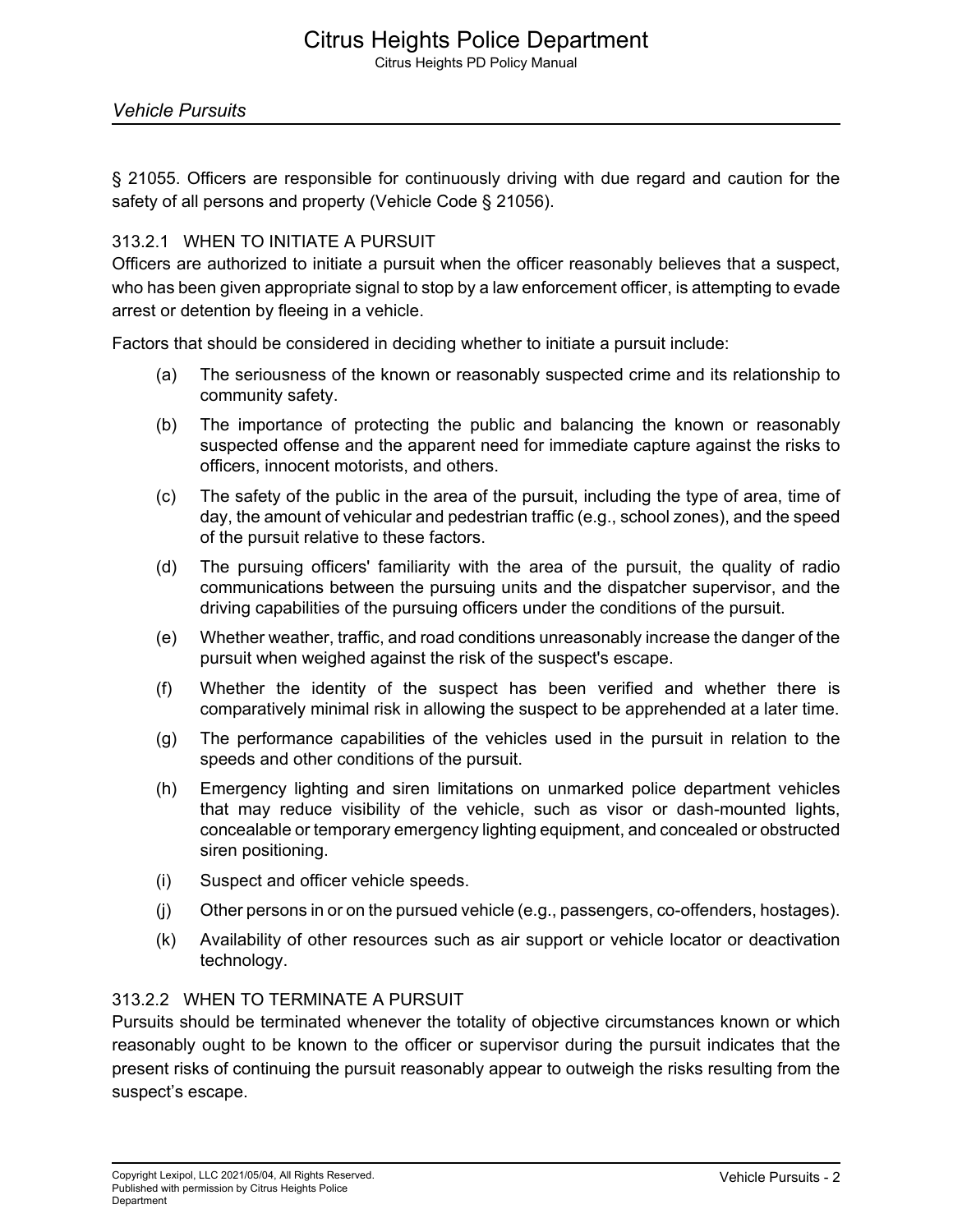§ 21055. Officers are responsible for continuously driving with due regard and caution for the safety of all persons and property (Vehicle Code § 21056).

### 313.2.1 WHEN TO INITIATE A PURSUIT

Officers are authorized to initiate a pursuit when the officer reasonably believes that a suspect, who has been given appropriate signal to stop by a law enforcement officer, is attempting to evade arrest or detention by fleeing in a vehicle.

Factors that should be considered in deciding whether to initiate a pursuit include:

(a) The seriousness of the known or reasonably suspected crime and its relationship to community safety.

(b) The importance of protecting the public and balancing the known or reasonably suspected offense and the apparent need for immediate capture against the risks to officers, innocent motorists, and others.

(c) The safety of the public in the area of the pursuit, including the type of area, time of day, the amount of vehicular and pedestrian traffic (e.g., school zones), and the speed of the pursuit relative to these factors.

(d) The pursuing officers' familiarity with the area of the pursuit, the quality of radio communications between the pursuing units and the dispatcher supervisor, and the driving capabilities of the pursuing officers under the conditions of the pursuit.

(e) Whether weather, traffic, and road conditions unreasonably increase the danger of the pursuit when weighed against the risk of the suspect's escape.

(f) Whether the identity of the suspect has been verified and whether there is comparatively minimal risk in allowing the suspect to be apprehended at a later time.

(g) The performance capabilities of the vehicles used in the pursuit in relation to the speeds and other conditions of the pursuit.

(h) Emergency lighting and siren limitations on unmarked police department vehicles that may reduce visibility of the vehicle, such as visor or dash-mounted lights, concealable or temporary emergency lighting equipment, and concealed or obstructed siren positioning.

(i) Suspect and officer vehicle speeds.

(j) Other persons in or on the pursued vehicle (e.g., passengers, co-offenders, hostages).

(k) Availability of other resources such as air support or vehicle locator or deactivation technology.

### 313.2.2 WHEN TO TERMINATE A PURSUIT

Pursuits should be terminated whenever the totality of objective circumstances known or which reasonably ought to be known to the officer or supervisor during the pursuit indicates that the present risks of continuing the pursuit reasonably appear to outweigh the risks resulting from the suspect's escape.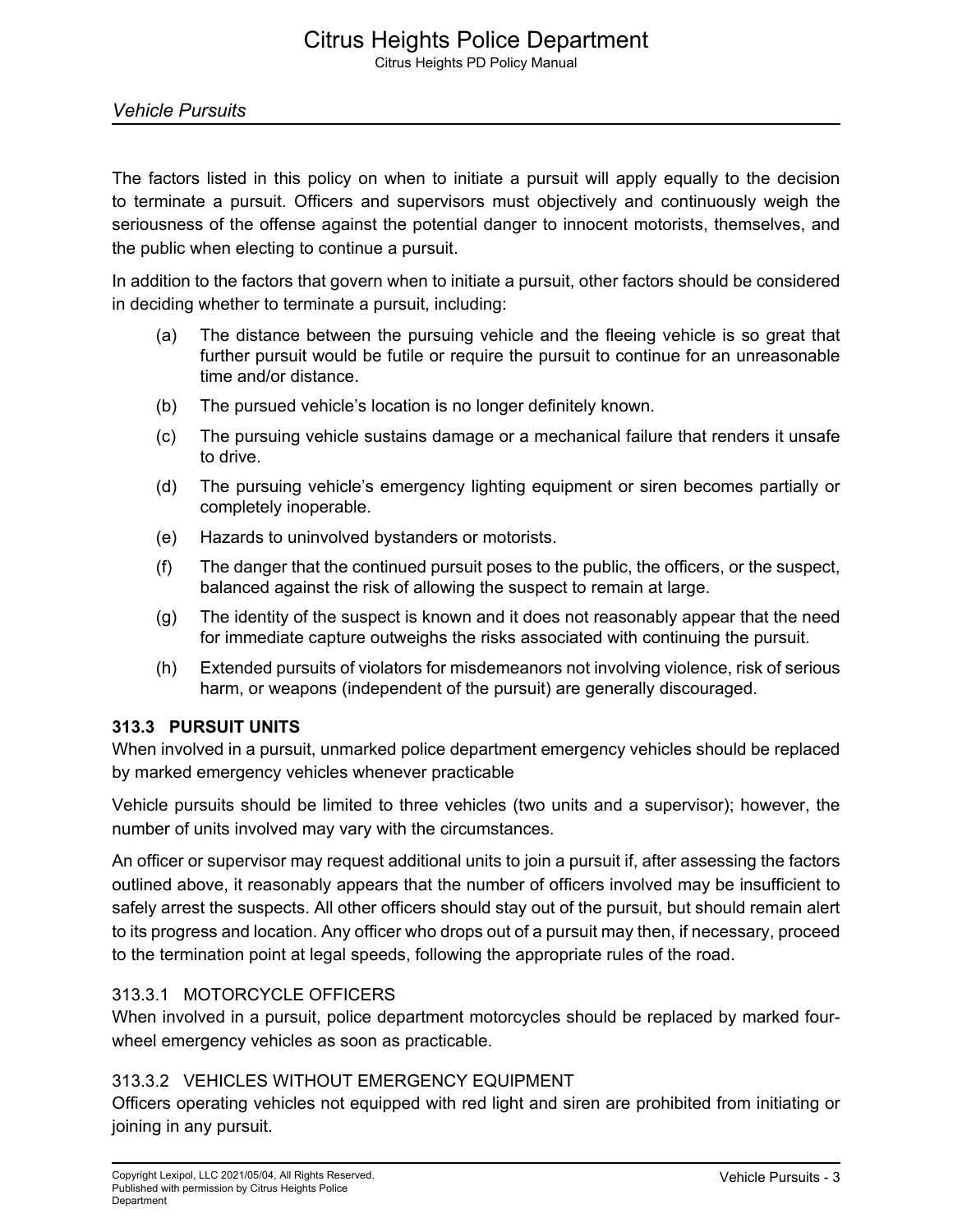The factors listed in this policy on when to initiate a pursuit will apply equally to the decision to terminate a pursuit. Officers and supervisors must objectively and continuously weigh the seriousness of the offense against the potential danger to innocent motorists, themselves, and the public when electing to continue a pursuit.

In addition to the factors that govern when to initiate a pursuit, other factors should be considered in deciding whether to terminate a pursuit, including:

(a) The distance between the pursuing vehicle and the fleeing vehicle is so great that further pursuit would be futile or require the pursuit to continue for an unreasonable time and/or distance.

(b) The pursued vehicle's location is no longer definitely known.

(c) The pursuing vehicle sustains damage or a mechanical failure that renders it unsafe to drive.

(d) The pursuing vehicle's emergency lighting equipment or siren becomes partially or completely inoperable.

(e) Hazards to uninvolved bystanders or motorists.

(f) The danger that the continued pursuit poses to the public, the officers, or the suspect, balanced against the risk of allowing the suspect to remain at large.

(g) The identity of the suspect is known and it does not reasonably appear that the need for immediate capture outweighs the risks associated with continuing the pursuit.

(h) Extended pursuits of violators for misdemeanors not involving violence, risk of serious harm, or weapons (independent of the pursuit) are generally discouraged.

### 313.3 PURSUIT UNITS

When involved in a pursuit, unmarked police department emergency vehicles should be replaced by marked emergency vehicles whenever practicable

Vehicle pursuits should be limited to three vehicles (two units and a supervisor); however, the number of units involved may vary with the circumstances.

An officer or supervisor may request additional units to join a pursuit if, after assessing the factors outlined above, it reasonably appears that the number of officers involved may be insufficient to safely arrest the suspects. All other officers should stay out of the pursuit, but should remain alert to its progress and location. Any officer who drops out of a pursuit may then, if necessary, proceed to the termination point at legal speeds, following the appropriate rules of the road.

#### 313.3.1 MOTORCYCLE OFFICERS

When involved in a pursuit, police department motorcycles should be replaced by marked four-wheel emergency vehicles as soon as practicable.

#### 313.3.2 VEHICLES WITHOUT EMERGENCY EQUIPMENT

Officers operating vehicles not equipped with red light and siren are prohibited from initiating or joining in any pursuit.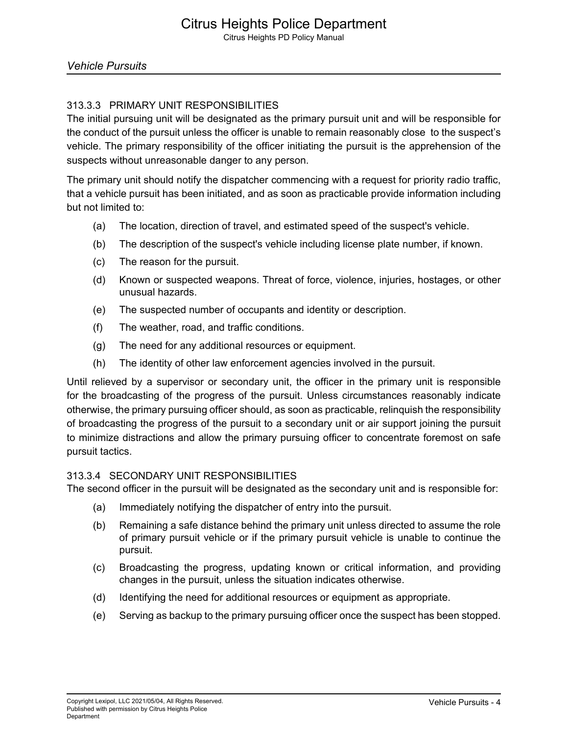### 313.3.3 PRIMARY UNIT RESPONSIBILITIES

The initial pursuing unit will be designated as the primary pursuit unit and will be responsible for the conduct of the pursuit unless the officer is unable to remain reasonably close to the suspect's vehicle. The primary responsibility of the officer initiating the pursuit is the apprehension of the suspects without unreasonable danger to any person.

The primary unit should notify the dispatcher commencing with a request for priority radio traffic, that a vehicle pursuit has been initiated, and as soon as practicable provide information including but not limited to:

(a) The location, direction of travel, and estimated speed of the suspect's vehicle.

(b) The description of the suspect's vehicle including license plate number, if known.

(c) The reason for the pursuit.

(d) Known or suspected weapons. Threat of force, violence, injuries, hostages, or other unusual hazards.

(e) The suspected number of occupants and identity or description.

(f) The weather, road, and traffic conditions.

(g) The need for any additional resources or equipment.

(h) The identity of other law enforcement agencies involved in the pursuit.

Until relieved by a supervisor or secondary unit, the officer in the primary unit is responsible for the broadcasting of the progress of the pursuit. Unless circumstances reasonably indicate otherwise, the primary pursuing officer should, as soon as practicable, relinquish the responsibility of broadcasting the progress of the pursuit to a secondary unit or air support joining the pursuit to minimize distractions and allow the primary pursuing officer to concentrate foremost on safe pursuit tactics.

### 313.3.4 SECONDARY UNIT RESPONSIBILITIES

The second officer in the pursuit will be designated as the secondary unit and is responsible for:

(a) Immediately notifying the dispatcher of entry into the pursuit.

(b) Remaining a safe distance behind the primary unit unless directed to assume the role of primary pursuit vehicle or if the primary pursuit vehicle is unable to continue the pursuit.

(c) Broadcasting the progress, updating known or critical information, and providing changes in the pursuit, unless the situation indicates otherwise.

(d) Identifying the need for additional resources or equipment as appropriate.

(e) Serving as backup to the primary pursuing officer once the suspect has been stopped.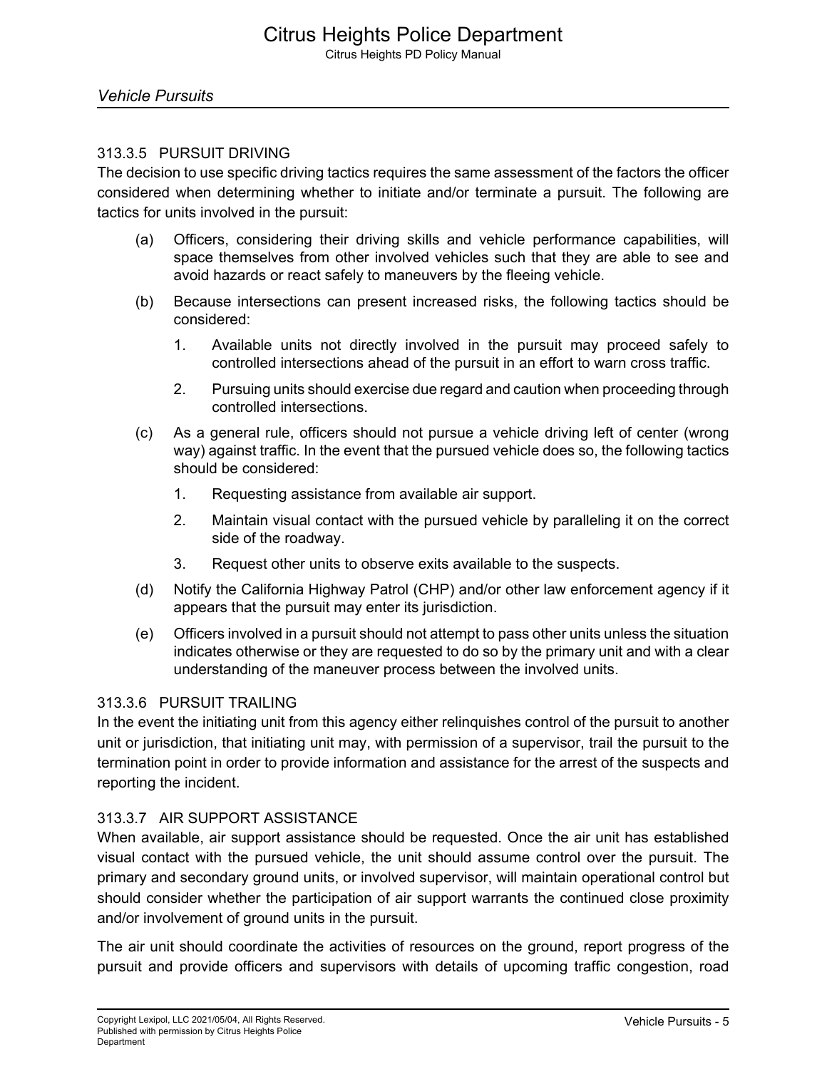### 313.3.5 PURSUIT DRIVING

The decision to use specific driving tactics requires the same assessment of the factors the officer considered when determining whether to initiate and/or terminate a pursuit. The following are tactics for units involved in the pursuit:

(a) Officers, considering their driving skills and vehicle performance capabilities, will space themselves from other involved vehicles such that they are able to see and avoid hazards or react safely to maneuvers by the fleeing vehicle.

(b) Because intersections can present increased risks, the following tactics should be considered:

  1. Available units not directly involved in the pursuit may proceed safely to controlled intersections ahead of the pursuit in an effort to warn cross traffic.

  2. Pursuing units should exercise due regard and caution when proceeding through controlled intersections.

(c) As a general rule, officers should not pursue a vehicle driving left of center (wrong way) against traffic. In the event that the pursued vehicle does so, the following tactics should be considered:

  1. Requesting assistance from available air support.

  2. Maintain visual contact with the pursued vehicle by paralleling it on the correct side of the roadway.

  3. Request other units to observe exits available to the suspects.

(d) Notify the California Highway Patrol (CHP) and/or other law enforcement agency if it appears that the pursuit may enter its jurisdiction.

(e) Officers involved in a pursuit should not attempt to pass other units unless the situation indicates otherwise or they are requested to do so by the primary unit and with a clear understanding of the maneuver process between the involved units.

### 313.3.6 PURSUIT TRAILING

In the event the initiating unit from this agency either relinquishes control of the pursuit to another unit or jurisdiction, that initiating unit may, with permission of a supervisor, trail the pursuit to the termination point in order to provide information and assistance for the arrest of the suspects and reporting the incident.

### 313.3.7 AIR SUPPORT ASSISTANCE

When available, air support assistance should be requested. Once the air unit has established visual contact with the pursued vehicle, the unit should assume control over the pursuit. The primary and secondary ground units, or involved supervisor, will maintain operational control but should consider whether the participation of air support warrants the continued close proximity and/or involvement of ground units in the pursuit.

The air unit should coordinate the activities of resources on the ground, report progress of the pursuit and provide officers and supervisors with details of upcoming traffic congestion, road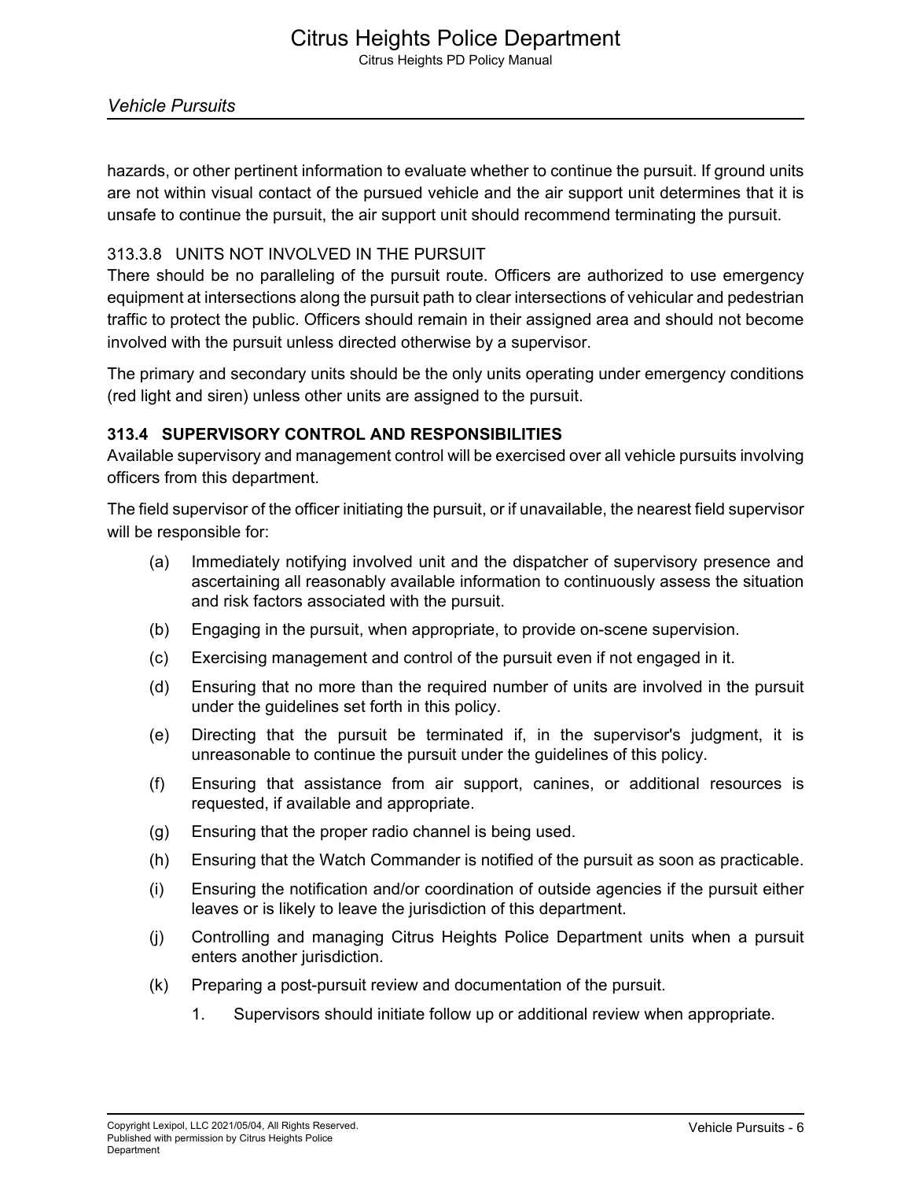hazards, or other pertinent information to evaluate whether to continue the pursuit. If ground units are not within visual contact of the pursued vehicle and the air support unit determines that it is unsafe to continue the pursuit, the air support unit should recommend terminating the pursuit.

### 313.3.8 UNITS NOT INVOLVED IN THE PURSUIT

There should be no paralleling of the pursuit route. Officers are authorized to use emergency equipment at intersections along the pursuit path to clear intersections of vehicular and pedestrian traffic to protect the public. Officers should remain in their assigned area and should not become involved with the pursuit unless directed otherwise by a supervisor.

The primary and secondary units should be the only units operating under emergency conditions (red light and siren) unless other units are assigned to the pursuit.

## 313.4 SUPERVISORY CONTROL AND RESPONSIBILITIES

Available supervisory and management control will be exercised over all vehicle pursuits involving officers from this department.

The field supervisor of the officer initiating the pursuit, or if unavailable, the nearest field supervisor will be responsible for:

(a) Immediately notifying involved unit and the dispatcher of supervisory presence and ascertaining all reasonably available information to continuously assess the situation and risk factors associated with the pursuit.

(b) Engaging in the pursuit, when appropriate, to provide on-scene supervision.

(c) Exercising management and control of the pursuit even if not engaged in it.

(d) Ensuring that no more than the required number of units are involved in the pursuit under the guidelines set forth in this policy.

(e) Directing that the pursuit be terminated if, in the supervisor's judgment, it is unreasonable to continue the pursuit under the guidelines of this policy.

(f) Ensuring that assistance from air support, canines, or additional resources is requested, if available and appropriate.

(g) Ensuring that the proper radio channel is being used.

(h) Ensuring that the Watch Commander is notified of the pursuit as soon as practicable.

(i) Ensuring the notification and/or coordination of outside agencies if the pursuit either leaves or is likely to leave the jurisdiction of this department.

(j) Controlling and managing Citrus Heights Police Department units when a pursuit enters another jurisdiction.

(k) Preparing a post-pursuit review and documentation of the pursuit.

1. Supervisors should initiate follow up or additional review when appropriate.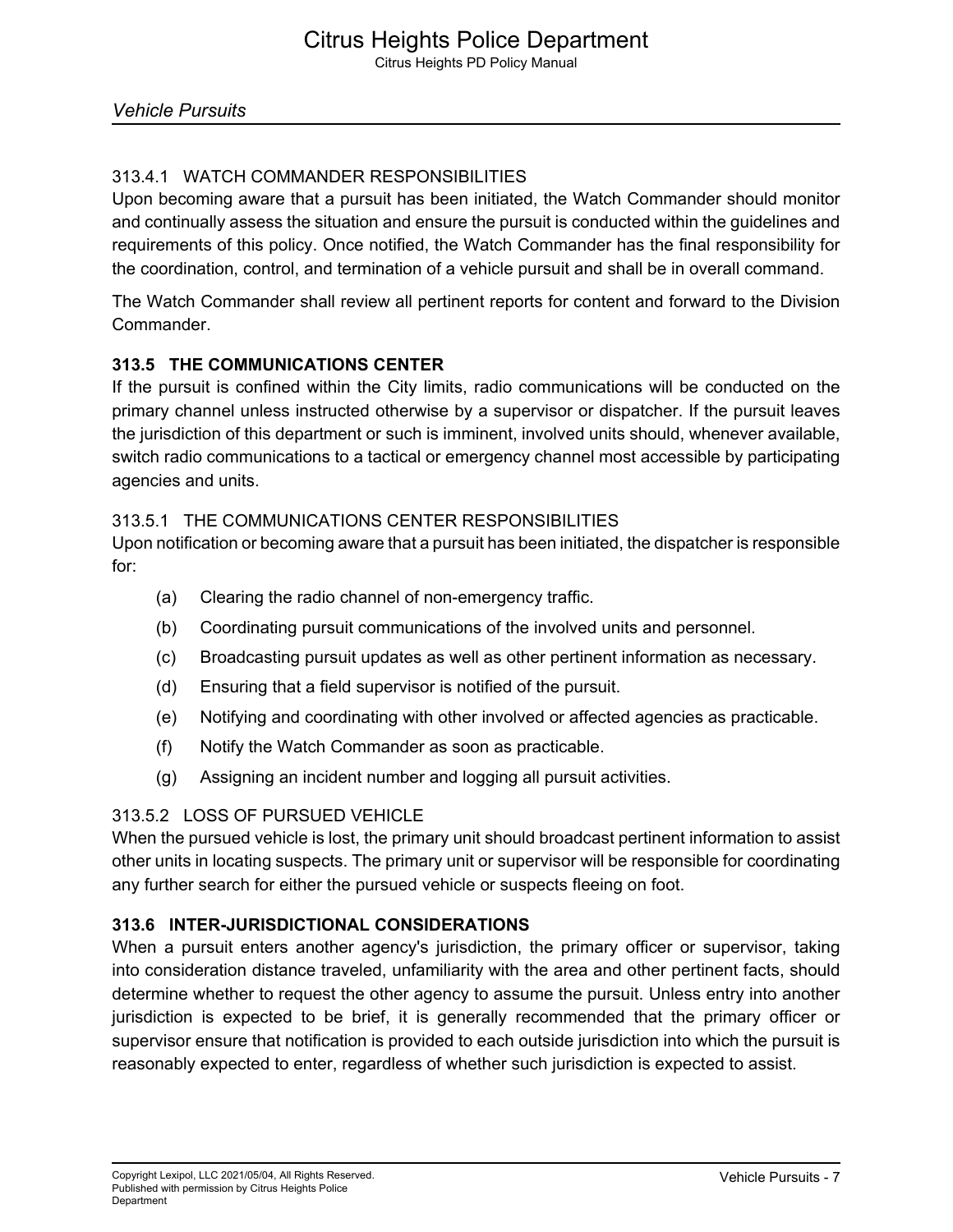#### 313.4.1 WATCH COMMANDER RESPONSIBILITIES

Upon becoming aware that a pursuit has been initiated, the Watch Commander should monitor and continually assess the situation and ensure the pursuit is conducted within the guidelines and requirements of this policy. Once notified, the Watch Commander has the final responsibility for the coordination, control, and termination of a vehicle pursuit and shall be in overall command.

The Watch Commander shall review all pertinent reports for content and forward to the Division Commander.

### 313.5 THE COMMUNICATIONS CENTER

If the pursuit is confined within the City limits, radio communications will be conducted on the primary channel unless instructed otherwise by a supervisor or dispatcher. If the pursuit leaves the jurisdiction of this department or such is imminent, involved units should, whenever available, switch radio communications to a tactical or emergency channel most accessible by participating agencies and units.

#### 313.5.1 THE COMMUNICATIONS CENTER RESPONSIBILITIES

Upon notification or becoming aware that a pursuit has been initiated, the dispatcher is responsible for:

(a) Clearing the radio channel of non-emergency traffic.

(b) Coordinating pursuit communications of the involved units and personnel.

(c) Broadcasting pursuit updates as well as other pertinent information as necessary.

(d) Ensuring that a field supervisor is notified of the pursuit.

(e) Notifying and coordinating with other involved or affected agencies as practicable.

(f) Notify the Watch Commander as soon as practicable.

(g) Assigning an incident number and logging all pursuit activities.

#### 313.5.2 LOSS OF PURSUED VEHICLE

When the pursued vehicle is lost, the primary unit should broadcast pertinent information to assist other units in locating suspects. The primary unit or supervisor will be responsible for coordinating any further search for either the pursued vehicle or suspects fleeing on foot.

### 313.6 INTER-JURISDICTIONAL CONSIDERATIONS

When a pursuit enters another agency's jurisdiction, the primary officer or supervisor, taking into consideration distance traveled, unfamiliarity with the area and other pertinent facts, should determine whether to request the other agency to assume the pursuit. Unless entry into another jurisdiction is expected to be brief, it is generally recommended that the primary officer or supervisor ensure that notification is provided to each outside jurisdiction into which the pursuit is reasonably expected to enter, regardless of whether such jurisdiction is expected to assist.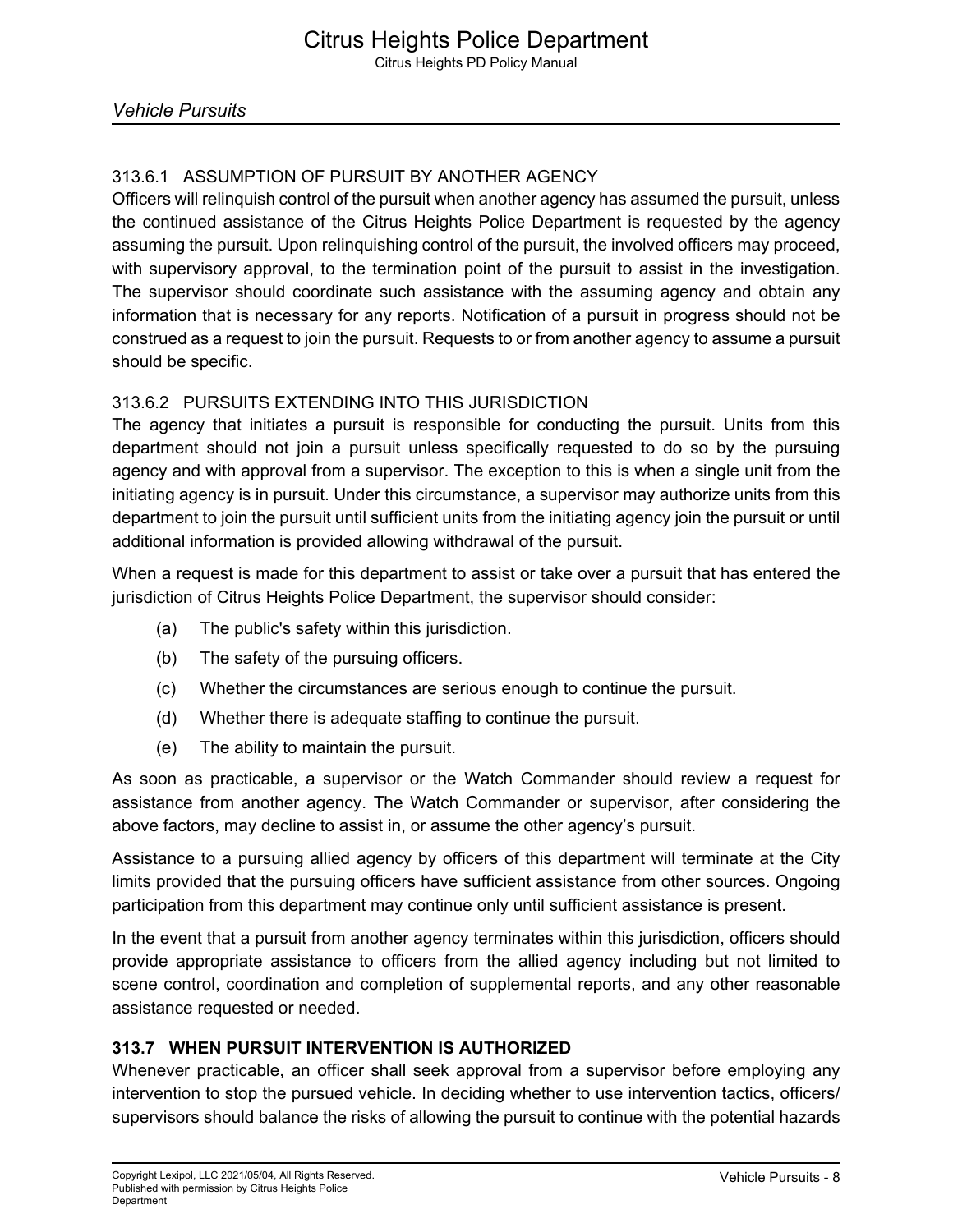#### 313.6.1 ASSUMPTION OF PURSUIT BY ANOTHER AGENCY

Officers will relinquish control of the pursuit when another agency has assumed the pursuit, unless the continued assistance of the Citrus Heights Police Department is requested by the agency assuming the pursuit. Upon relinquishing control of the pursuit, the involved officers may proceed, with supervisory approval, to the termination point of the pursuit to assist in the investigation. The supervisor should coordinate such assistance with the assuming agency and obtain any information that is necessary for any reports. Notification of a pursuit in progress should not be construed as a request to join the pursuit. Requests to or from another agency to assume a pursuit should be specific.

#### 313.6.2 PURSUITS EXTENDING INTO THIS JURISDICTION

The agency that initiates a pursuit is responsible for conducting the pursuit. Units from this department should not join a pursuit unless specifically requested to do so by the pursuing agency and with approval from a supervisor. The exception to this is when a single unit from the initiating agency is in pursuit. Under this circumstance, a supervisor may authorize units from this department to join the pursuit until sufficient units from the initiating agency join the pursuit or until additional information is provided allowing withdrawal of the pursuit.

When a request is made for this department to assist or take over a pursuit that has entered the jurisdiction of Citrus Heights Police Department, the supervisor should consider:

(a) The public's safety within this jurisdiction.

(b) The safety of the pursuing officers.

(c) Whether the circumstances are serious enough to continue the pursuit.

(d) Whether there is adequate staffing to continue the pursuit.

(e) The ability to maintain the pursuit.

As soon as practicable, a supervisor or the Watch Commander should review a request for assistance from another agency. The Watch Commander or supervisor, after considering the above factors, may decline to assist in, or assume the other agency's pursuit.

Assistance to a pursuing allied agency by officers of this department will terminate at the City limits provided that the pursuing officers have sufficient assistance from other sources. Ongoing participation from this department may continue only until sufficient assistance is present.

In the event that a pursuit from another agency terminates within this jurisdiction, officers should provide appropriate assistance to officers from the allied agency including but not limited to scene control, coordination and completion of supplemental reports, and any other reasonable assistance requested or needed.

### 313.7 WHEN PURSUIT INTERVENTION IS AUTHORIZED

Whenever practicable, an officer shall seek approval from a supervisor before employing any intervention to stop the pursued vehicle. In deciding whether to use intervention tactics, officers/supervisors should balance the risks of allowing the pursuit to continue with the potential hazards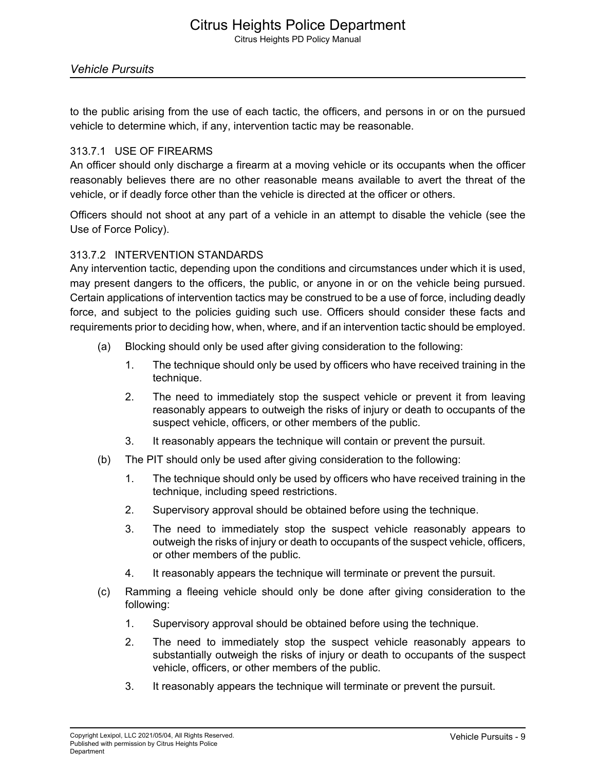to the public arising from the use of each tactic, the officers, and persons in or on the pursued vehicle to determine which, if any, intervention tactic may be reasonable.

### 313.7.1 USE OF FIREARMS

An officer should only discharge a firearm at a moving vehicle or its occupants when the officer reasonably believes there are no other reasonable means available to avert the threat of the vehicle, or if deadly force other than the vehicle is directed at the officer or others.

Officers should not shoot at any part of a vehicle in an attempt to disable the vehicle (see the Use of Force Policy).

### 313.7.2 INTERVENTION STANDARDS

Any intervention tactic, depending upon the conditions and circumstances under which it is used, may present dangers to the officers, the public, or anyone in or on the vehicle being pursued. Certain applications of intervention tactics may be construed to be a use of force, including deadly force, and subject to the policies guiding such use. Officers should consider these facts and requirements prior to deciding how, when, where, and if an intervention tactic should be employed.

(a) Blocking should only be used after giving consideration to the following:

1. The technique should only be used by officers who have received training in the technique.
2. The need to immediately stop the suspect vehicle or prevent it from leaving reasonably appears to outweigh the risks of injury or death to occupants of the suspect vehicle, officers, or other members of the public.
3. It reasonably appears the technique will contain or prevent the pursuit.

(b) The PIT should only be used after giving consideration to the following:

1. The technique should only be used by officers who have received training in the technique, including speed restrictions.
2. Supervisory approval should be obtained before using the technique.
3. The need to immediately stop the suspect vehicle reasonably appears to outweigh the risks of injury or death to occupants of the suspect vehicle, officers, or other members of the public.
4. It reasonably appears the technique will terminate or prevent the pursuit.

(c) Ramming a fleeing vehicle should only be done after giving consideration to the following:

1. Supervisory approval should be obtained before using the technique.
2. The need to immediately stop the suspect vehicle reasonably appears to substantially outweigh the risks of injury or death to occupants of the suspect vehicle, officers, or other members of the public.
3. It reasonably appears the technique will terminate or prevent the pursuit.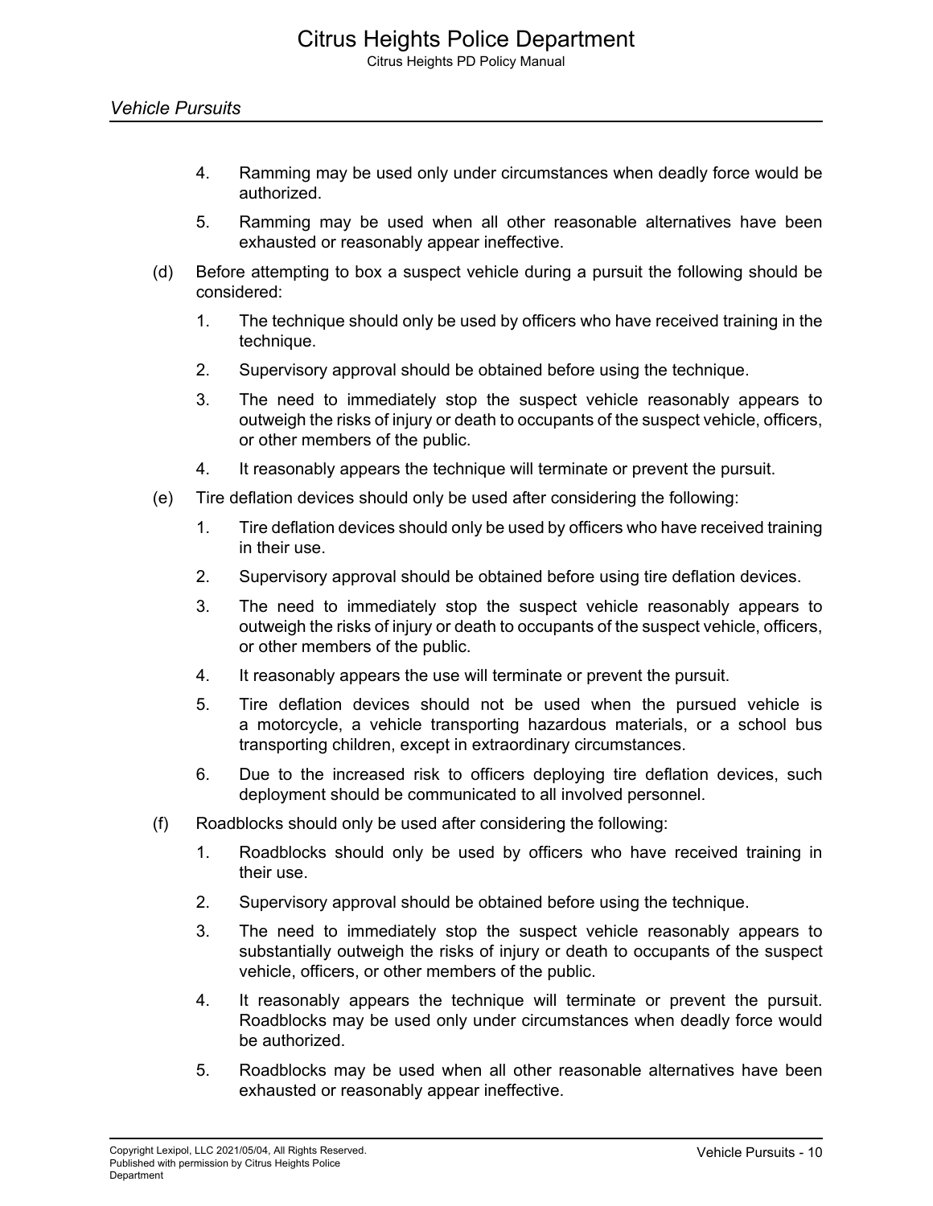4. Ramming may be used only under circumstances when deadly force would be authorized.
5. Ramming may be used when all other reasonable alternatives have been exhausted or reasonably appear ineffective.

(d) Before attempting to box a suspect vehicle during a pursuit the following should be considered:

1. The technique should only be used by officers who have received training in the technique.
2. Supervisory approval should be obtained before using the technique.
3. The need to immediately stop the suspect vehicle reasonably appears to outweigh the risks of injury or death to occupants of the suspect vehicle, officers, or other members of the public.
4. It reasonably appears the technique will terminate or prevent the pursuit.

(e) Tire deflation devices should only be used after considering the following:

1. Tire deflation devices should only be used by officers who have received training in their use.
2. Supervisory approval should be obtained before using tire deflation devices.
3. The need to immediately stop the suspect vehicle reasonably appears to outweigh the risks of injury or death to occupants of the suspect vehicle, officers, or other members of the public.
4. It reasonably appears the use will terminate or prevent the pursuit.
5. Tire deflation devices should not be used when the pursued vehicle is a motorcycle, a vehicle transporting hazardous materials, or a school bus transporting children, except in extraordinary circumstances.
6. Due to the increased risk to officers deploying tire deflation devices, such deployment should be communicated to all involved personnel.

(f) Roadblocks should only be used after considering the following:

1. Roadblocks should only be used by officers who have received training in their use.
2. Supervisory approval should be obtained before using the technique.
3. The need to immediately stop the suspect vehicle reasonably appears to substantially outweigh the risks of injury or death to occupants of the suspect vehicle, officers, or other members of the public.
4. It reasonably appears the technique will terminate or prevent the pursuit. Roadblocks may be used only under circumstances when deadly force would be authorized.
5. Roadblocks may be used when all other reasonable alternatives have been exhausted or reasonably appear ineffective.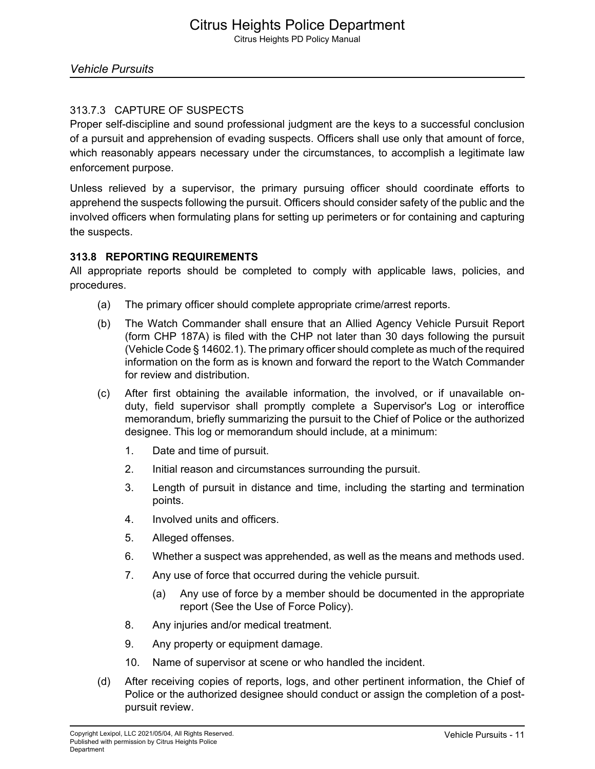#### 313.7.3 CAPTURE OF SUSPECTS

Proper self-discipline and sound professional judgment are the keys to a successful conclusion of a pursuit and apprehension of evading suspects. Officers shall use only that amount of force, which reasonably appears necessary under the circumstances, to accomplish a legitimate law enforcement purpose.

Unless relieved by a supervisor, the primary pursuing officer should coordinate efforts to apprehend the suspects following the pursuit. Officers should consider safety of the public and the involved officers when formulating plans for setting up perimeters or for containing and capturing the suspects.

### 313.8 REPORTING REQUIREMENTS

All appropriate reports should be completed to comply with applicable laws, policies, and procedures.

(a) The primary officer should complete appropriate crime/arrest reports.

(b) The Watch Commander shall ensure that an Allied Agency Vehicle Pursuit Report (form CHP 187A) is filed with the CHP not later than 30 days following the pursuit (Vehicle Code § 14602.1). The primary officer should complete as much of the required information on the form as is known and forward the report to the Watch Commander for review and distribution.

(c) After first obtaining the available information, the involved, or if unavailable on-duty, field supervisor shall promptly complete a Supervisor's Log or interoffice memorandum, briefly summarizing the pursuit to the Chief of Police or the authorized designee. This log or memorandum should include, at a minimum:

1. Date and time of pursuit.
2. Initial reason and circumstances surrounding the pursuit.
3. Length of pursuit in distance and time, including the starting and termination points.
4. Involved units and officers.
5. Alleged offenses.
6. Whether a suspect was apprehended, as well as the means and methods used.
7. Any use of force that occurred during the vehicle pursuit.
    (a) Any use of force by a member should be documented in the appropriate report (See the Use of Force Policy).
8. Any injuries and/or medical treatment.
9. Any property or equipment damage.
10. Name of supervisor at scene or who handled the incident.

(d) After receiving copies of reports, logs, and other pertinent information, the Chief of Police or the authorized designee should conduct or assign the completion of a post-pursuit review.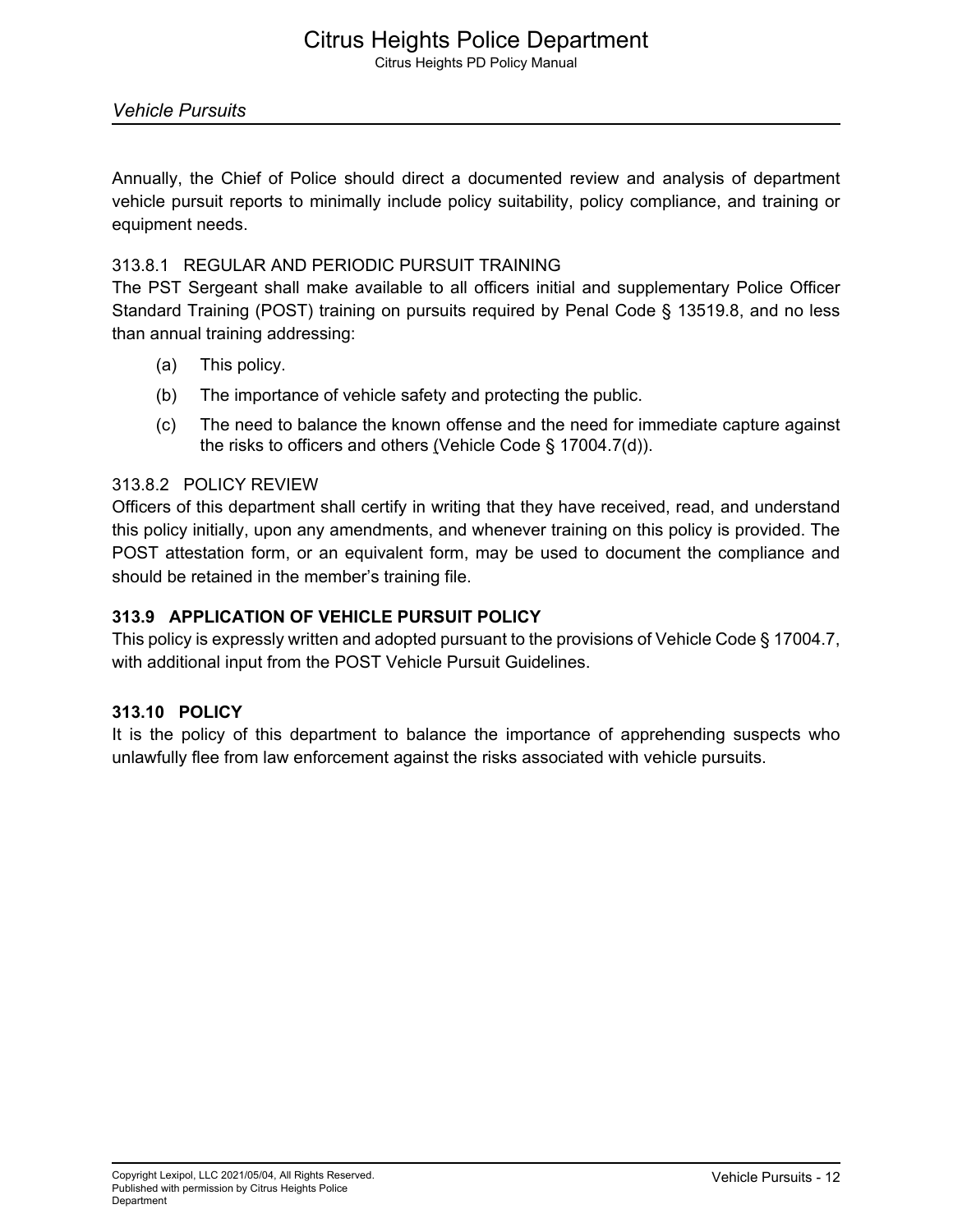Annually, the Chief of Police should direct a documented review and analysis of department vehicle pursuit reports to minimally include policy suitability, policy compliance, and training or equipment needs.

### 313.8.1 REGULAR AND PERIODIC PURSUIT TRAINING

The PST Sergeant shall make available to all officers initial and supplementary Police Officer Standard Training (POST) training on pursuits required by Penal Code § 13519.8, and no less than annual training addressing:

(a) This policy.

(b) The importance of vehicle safety and protecting the public.

(c) The need to balance the known offense and the need for immediate capture against the risks to officers and others (Vehicle Code § 17004.7(d)).

### 313.8.2 POLICY REVIEW

Officers of this department shall certify in writing that they have received, read, and understand this policy initially, upon any amendments, and whenever training on this policy is provided. The POST attestation form, or an equivalent form, may be used to document the compliance and should be retained in the member's training file.

## 313.9 APPLICATION OF VEHICLE PURSUIT POLICY

This policy is expressly written and adopted pursuant to the provisions of Vehicle Code § 17004.7, with additional input from the POST Vehicle Pursuit Guidelines.

## 313.10 POLICY

It is the policy of this department to balance the importance of apprehending suspects who unlawfully flee from law enforcement against the risks associated with vehicle pursuits.